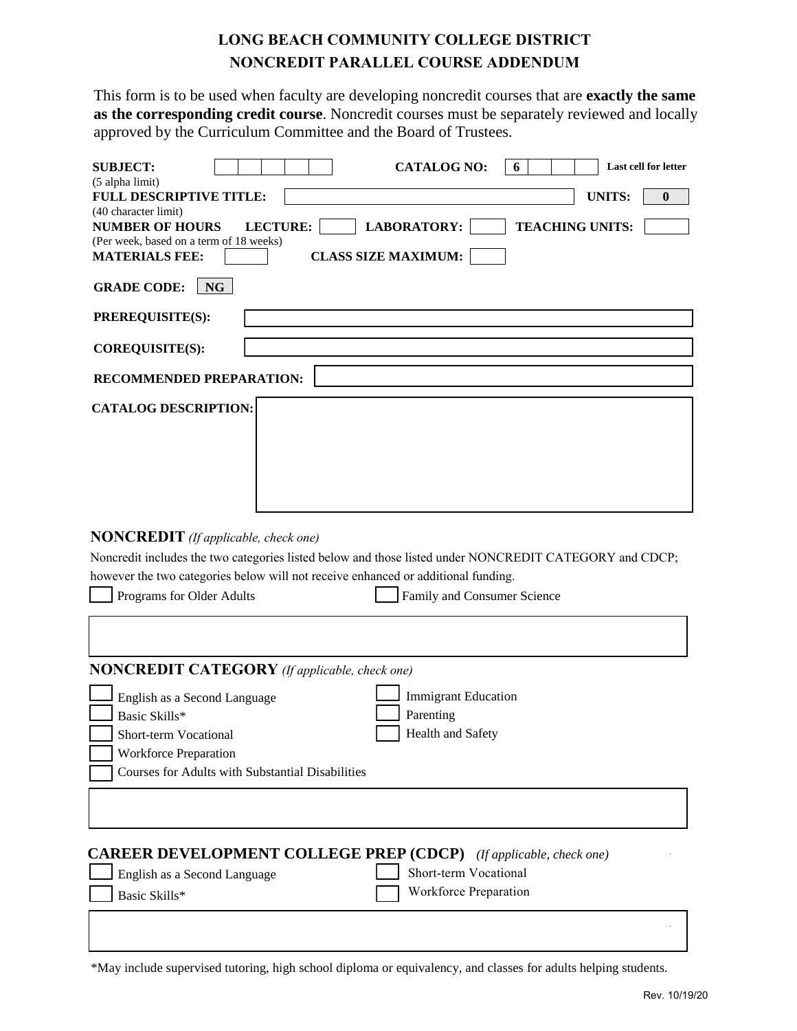# LONG BEACH COMMUNITY COLLEGE DISTRICT
## NONCREDIT PARALLEL COURSE ADDENDUM

This form is to be used when faculty are developing noncredit courses that are **exactly the same as the corresponding credit course**. Noncredit courses must be separately reviewed and locally approved by the Curriculum Committee and the Board of Trustees.

**SUBJECT:** ☐☐☐☐☐ (5 alpha limit) **CATALOG NO:** 6 ☐☐☐ Last cell for letter

**FULL DESCRIPTIVE TITLE:** ____________ (40 character limit) **UNITS:** 0

**NUMBER OF HOURS** (Per week, based on a term of 18 weeks) **LECTURE:** ____ **LABORATORY:** ____ **TEACHING UNITS:** ____

**MATERIALS FEE:** ____ **CLASS SIZE MAXIMUM:** ____

**GRADE CODE:** NG

**PREREQUISITE(S):** ____________

**COREQUISITE(S):** ____________

**RECOMMENDED PREPARATION:** ____________

**CATALOG DESCRIPTION:** ____________

### NONCREDIT *(If applicable, check one)*

Noncredit includes the two categories listed below and those listed under NONCREDIT CATEGORY and CDCP; however the two categories below will not receive enhanced or additional funding.

- ☐ Programs for Older Adults
- ☐ Family and Consumer Science

### NONCREDIT CATEGORY *(If applicable, check one)*

- ☐ English as a Second Language
- ☐ Basic Skills*
- ☐ Short-term Vocational
- ☐ Workforce Preparation
- ☐ Courses for Adults with Substantial Disabilities
- ☐ Immigrant Education
- ☐ Parenting
- ☐ Health and Safety

### CAREER DEVELOPMENT COLLEGE PREP (CDCP) *(If applicable, check one)*

- ☐ English as a Second Language
- ☐ Basic Skills*
- ☐ Short-term Vocational
- ☐ Workforce Preparation

*May include supervised tutoring, high school diploma or equivalency, and classes for adults helping students.

Rev. 10/19/20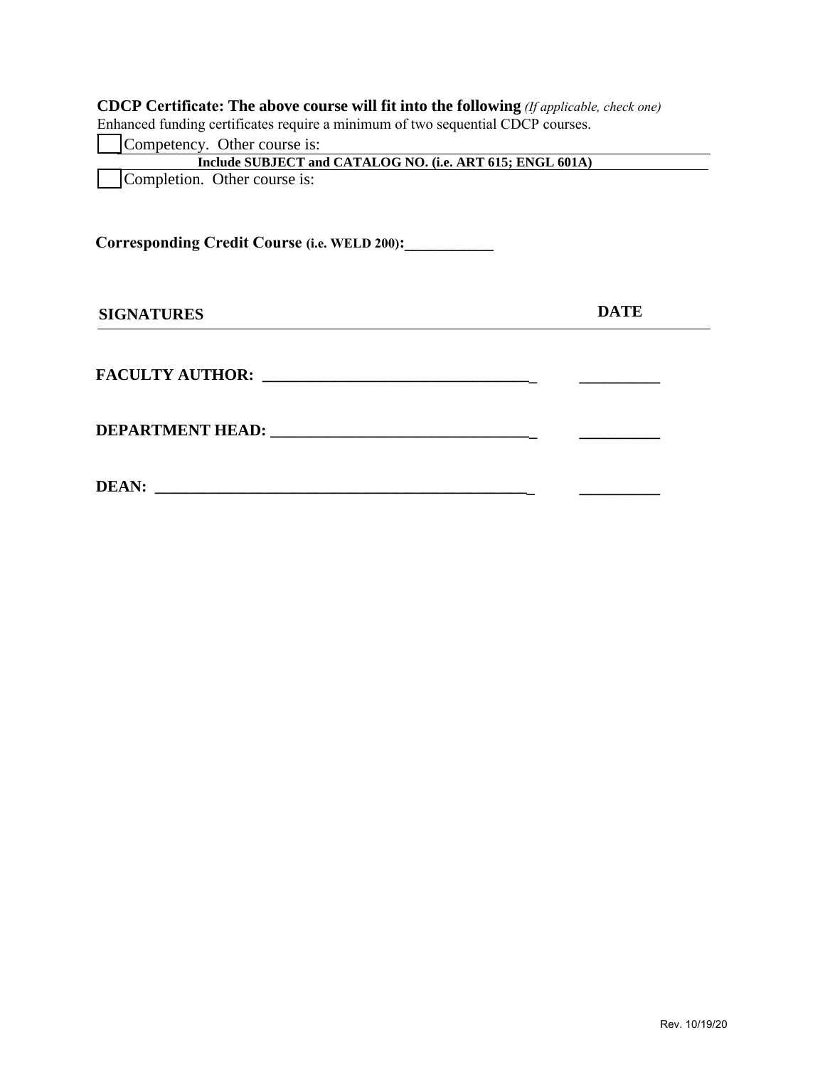**CDCP Certificate: The above course will fit into the following** *(If applicable, check one)*

Enhanced funding certificates require a minimum of two sequential CDCP courses.

☐ Competency. Other course is: ______________________________

**Include SUBJECT and CATALOG NO. (i.e. ART 615; ENGL 601A)**

☐ Completion. Other course is:

**Corresponding Credit Course** **(i.e. WELD 200):**___________

| SIGNATURES | DATE |
|---|---|
| **FACTULTY AUTHOR:** __________________________________ | __________ |
| **DEPARTMENT HEAD:** ________________________________ | __________ |
| **DEAN:** ________________________________________________ | __________ |

Rev. 10/19/20